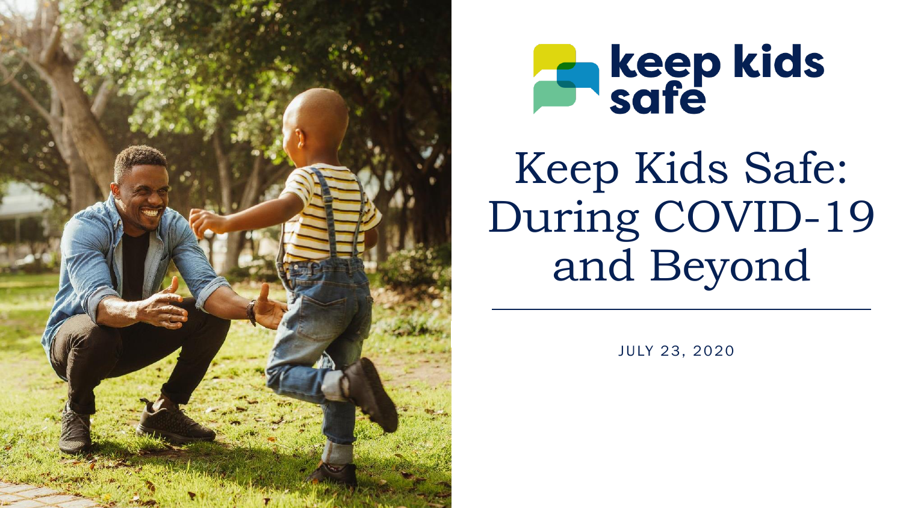keep kids safe

# Keep Kids Safe: During COVID-19 and Beyond

JULY 23, 2020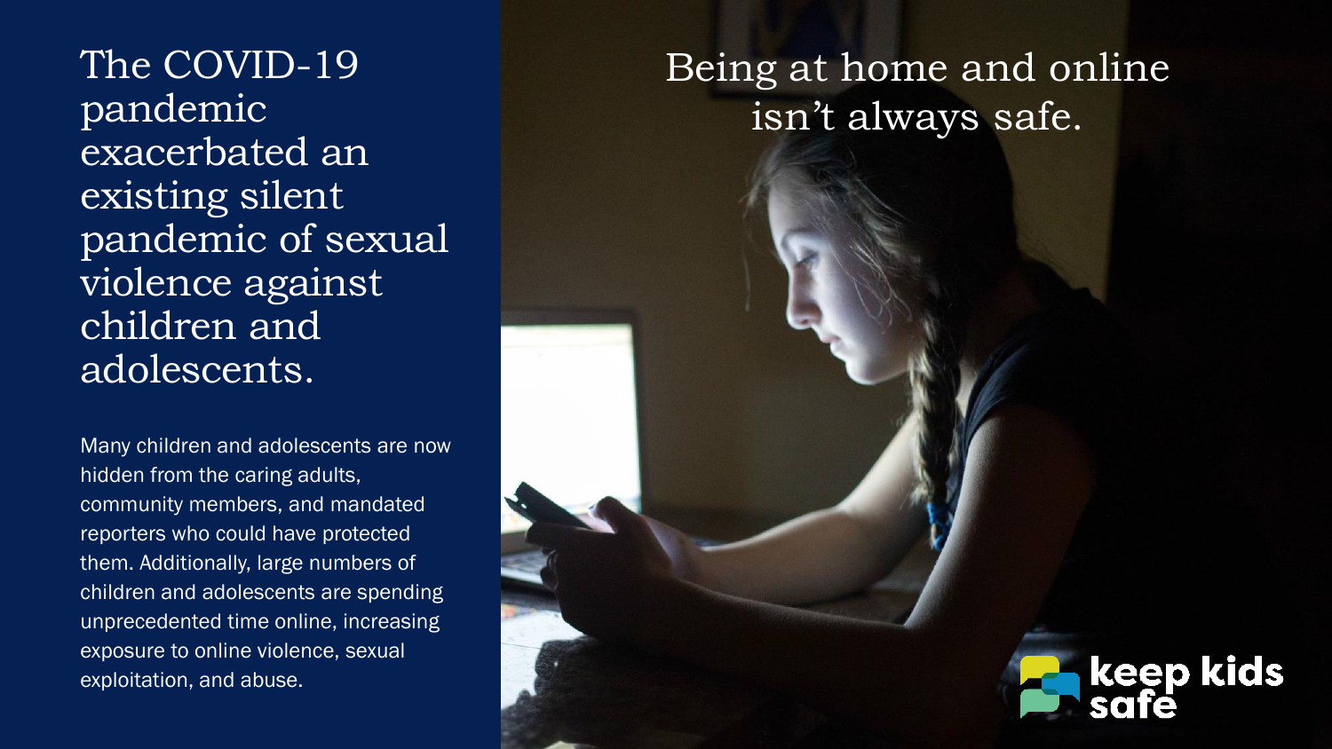# The COVID-19 pandemic exacerbated an existing silent pandemic of sexual violence against children and adolescents.

Many children and adolescents are now hidden from the caring adults, community members, and mandated reporters who could have protected them. Additionally, large numbers of children and adolescents are spending unprecedented time online, increasing exposure to online violence, sexual exploitation, and abuse.

## Being at home and online isn't always safe.

keep kids safe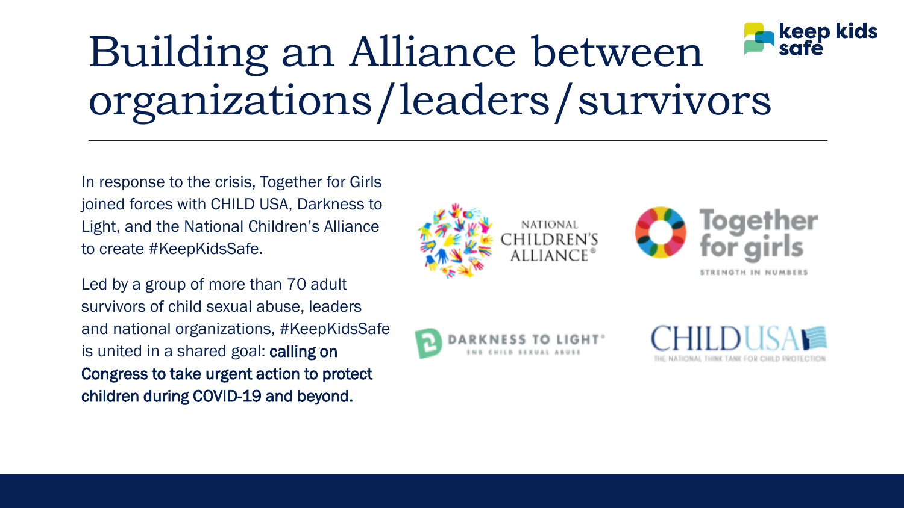# Building an Alliance between organizations/leaders/survivors

In response to the crisis, Together for Girls joined forces with CHILD USA, Darkness to Light, and the National Children's Alliance to create #KeepKidsSafe.

Led by a group of more than 70 adult survivors of child sexual abuse, leaders and national organizations, #KeepKidsSafe is united in a shared goal: **calling on Congress to take urgent action to protect children during COVID-19 and beyond.**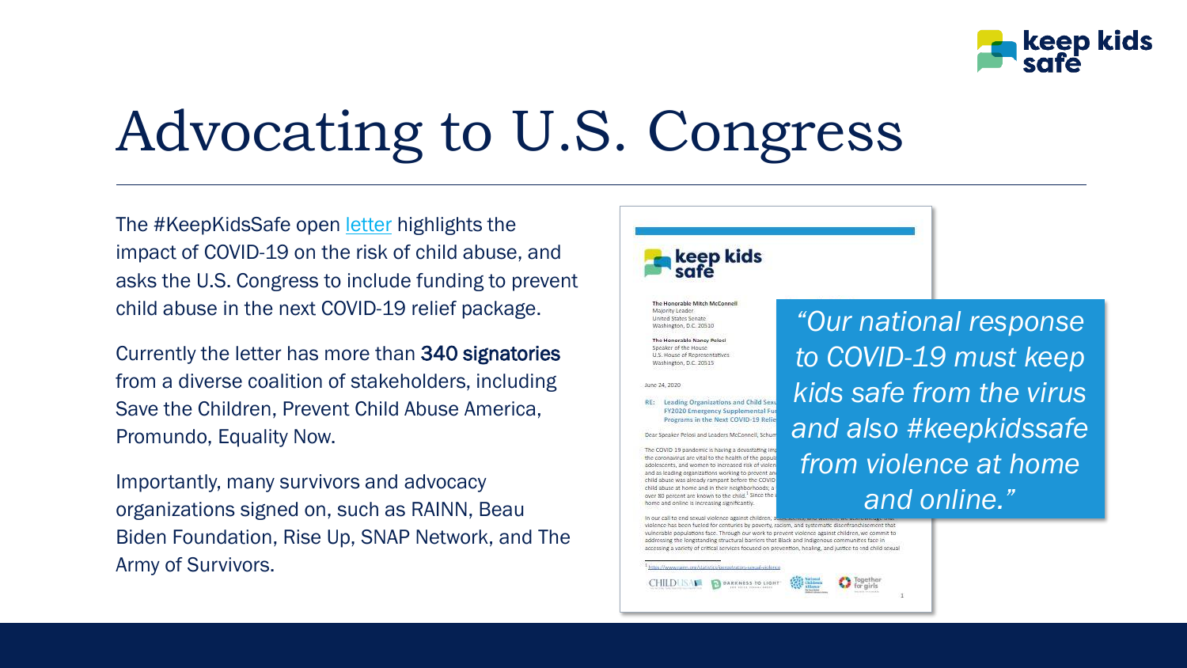# Advocating to U.S. Congress

The #KeepKidsSafe open letter highlights the impact of COVID-19 on the risk of child abuse, and asks the U.S. Congress to include funding to prevent child abuse in the next COVID-19 relief package.

Currently the letter has more than **340 signatories** from a diverse coalition of stakeholders, including Save the Children, Prevent Child Abuse America, Promundo, Equality Now.

Importantly, many survivors and advocacy organizations signed on, such as RAINN, Beau Biden Foundation, Rise Up, SNAP Network, and The Army of Survivors.

> *"Our national response to COVID-19 must keep kids safe from the virus and also #keepkidssafe from violence at home and online."*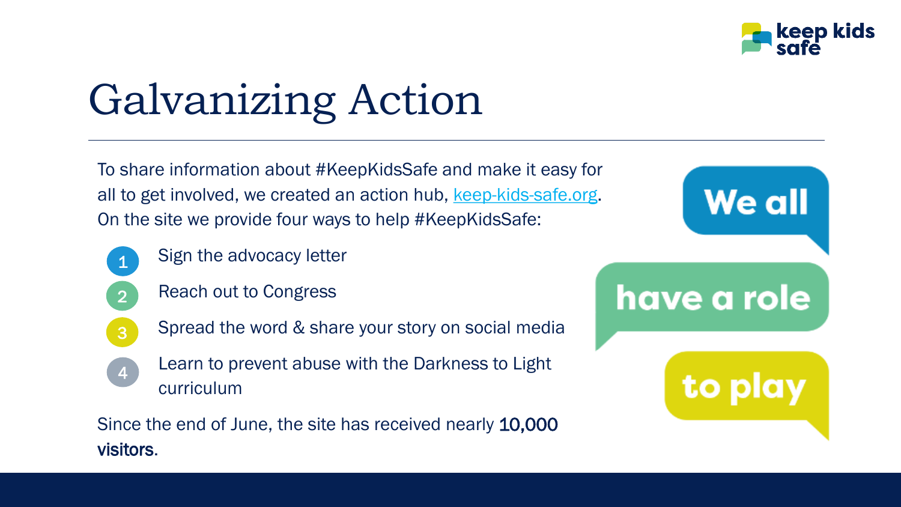# Galvanizing Action

To share information about #KeepKidsSafe and make it easy for all to get involved, we created an action hub, [keep-kids-safe.org](keep-kids-safe.org). On the site we provide four ways to help #KeepKidsSafe:

1. Sign the advocacy letter
2. Reach out to Congress
3. Spread the word & share your story on social media
4. Learn to prevent abuse with the Darkness to Light curriculum

Since the end of June, the site has received nearly **10,000 visitors**.

We all have a role to play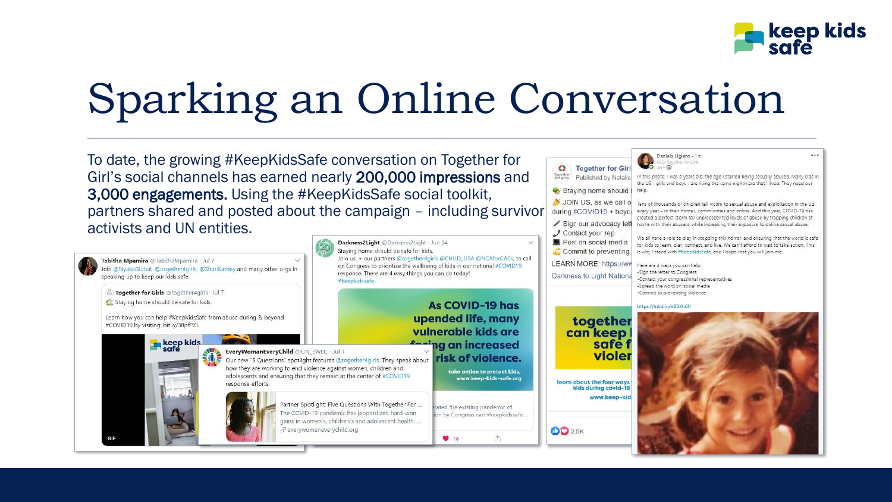# Sparking an Online Conversation

To date, the growing #KeepKidsSafe conversation on Together for Girl's social channels has earned nearly **200,000 impressions** and **3,000 engagements.** Using the #KeepKidsSafe social toolkit, partners shared and posted about the campaign – including survivor activists and UN entities.

**Tabitha Mpamira** @TabithaMpamira · Jul 7
Join @NyakaGlobal, @together4girls, @ShariKarney and many other orgs in speaking up to keep our kids safe.

**Together for Girls** @together4girls · Jul 7
Staying home should be safe for kids.

Learn how you can help #KeepKidsSafe from abuse during & beyond #COVID19 by visiting: bit.ly/38pfPZL

**EveryWomanEveryChild** @UN_EWEC · Jul 1
Our new "5 Questions" spotlight features @together4girls. They speak about how they are working to end violence against women, children and adolescents and ensuring that they remain at the center of #COVID19 response efforts.

Partner Spotlight: Five Questions With Together For ...
The COVID-19 pandemic has jeopardized hard-won gains in women's, children's and adolescent health. ...
everywomaneverychild.org

**Darkness2Light** @Darkness2Light · Jun 24
Staying home should be safe for kids.
Join us, + our partners @together4girls @CHILD_USA @NCAforCACs, to call on Congress to prioritize the wellbeing of kids in our national #COVID19 response. There are 4 easy things you can do today!
#keepkidssafe

As COVID-19 has upended life, many vulnerable kids are facing an increased risk of violence.
take action to protect kids.
www.keep-kids-safe.org

**Together for Girls**
Published by Natalie
Staying home should
JOIN US, as we call o during #COVID19 + beyo
Sign our advocacy lett
Contact your rep
Post on social media
Commit to preventing
LEARN MORE: https://w
Darkness to Light Nationa

together can keep safe f violer
learn about the four ways kids during covid-19
www.keep-kid

2.5K

**Daniela Ligiero** · 1st
CEO, Together for Girls

In this photo, I was 6 years old, the age I started being sexually abused. Many kids in the US - girls and boys - are living the same nightmare that I lived. They need our help.

Tens of thousands of children fall victim to sexual abuse and exploitation in the US every year – in their homes, communities and online. And this year, COVID-19 has created a perfect storm for unprecedented levels of abuse by trapping children at home with their abusers, while increasing their exposure to online sexual abuse.

We all have a role to play in stopping this horror, and ensuring that the world is safe for kids to learn, play, connect, and live. We can't afford to wait to take action. This is why I stand with #KeepKidsSafe, and I hope that you will join me.

Here are 4 ways you can help:
-Sign the letter to Congress
-Contact your congressional representatives
-Spread the word on social media
-Commit to preventing violence

https://lnkd.in/eB3Xh8H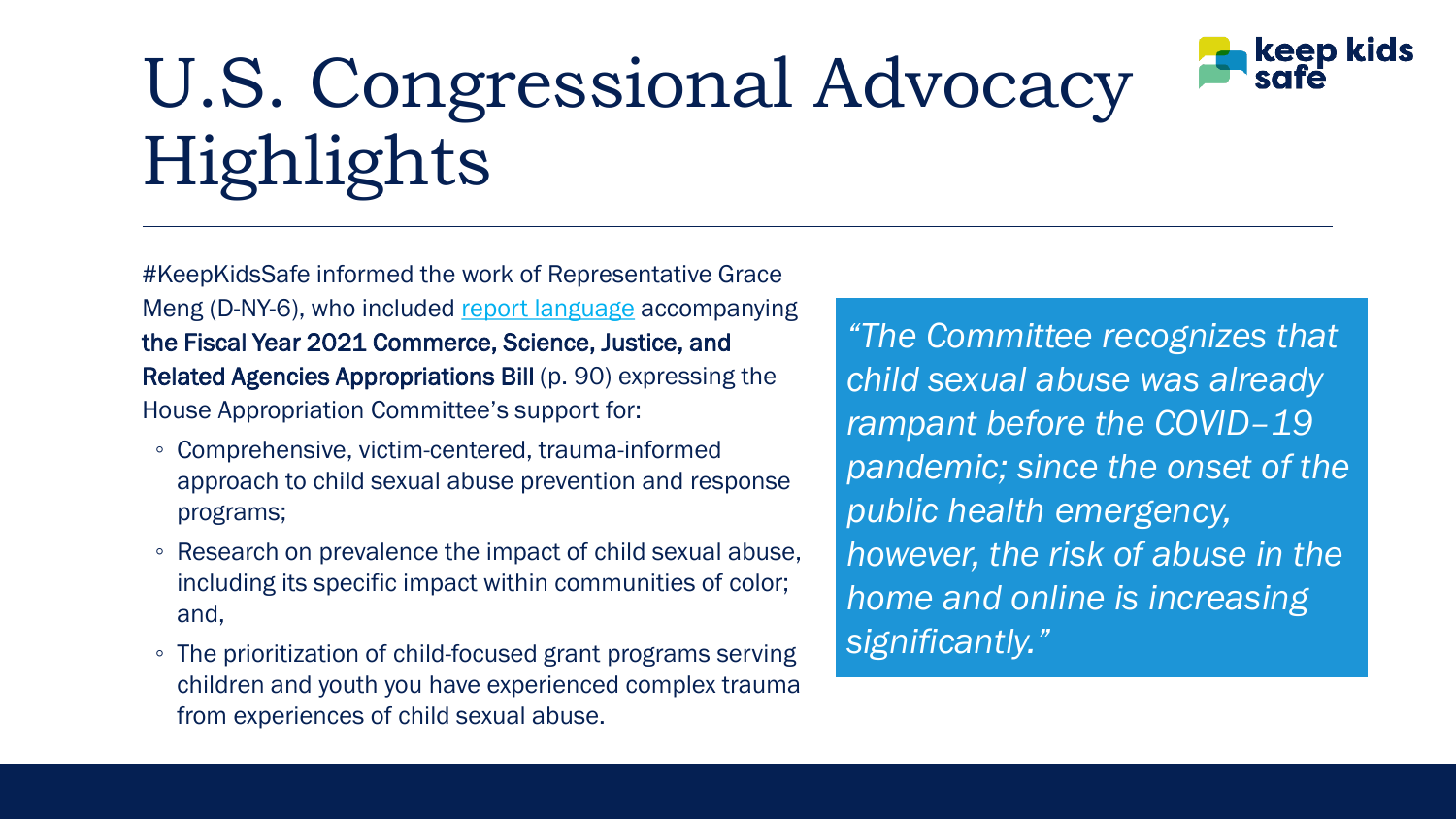# U.S. Congressional Advocacy Highlights

#KeepKidsSafe informed the work of Representative Grace Meng (D-NY-6), who included report language accompanying **the Fiscal Year 2021 Commerce, Science, Justice, and Related Agencies Appropriations Bill** (p. 90) expressing the House Appropriation Committee's support for:

- Comprehensive, victim-centered, trauma-informed approach to child sexual abuse prevention and response programs;
- Research on prevalence the impact of child sexual abuse, including its specific impact within communities of color; and,
- The prioritization of child-focused grant programs serving children and youth you have experienced complex trauma from experiences of child sexual abuse.

*"The Committee recognizes that child sexual abuse was already rampant before the COVID–19 pandemic; since the onset of the public health emergency, however, the risk of abuse in the home and online is increasing significantly."*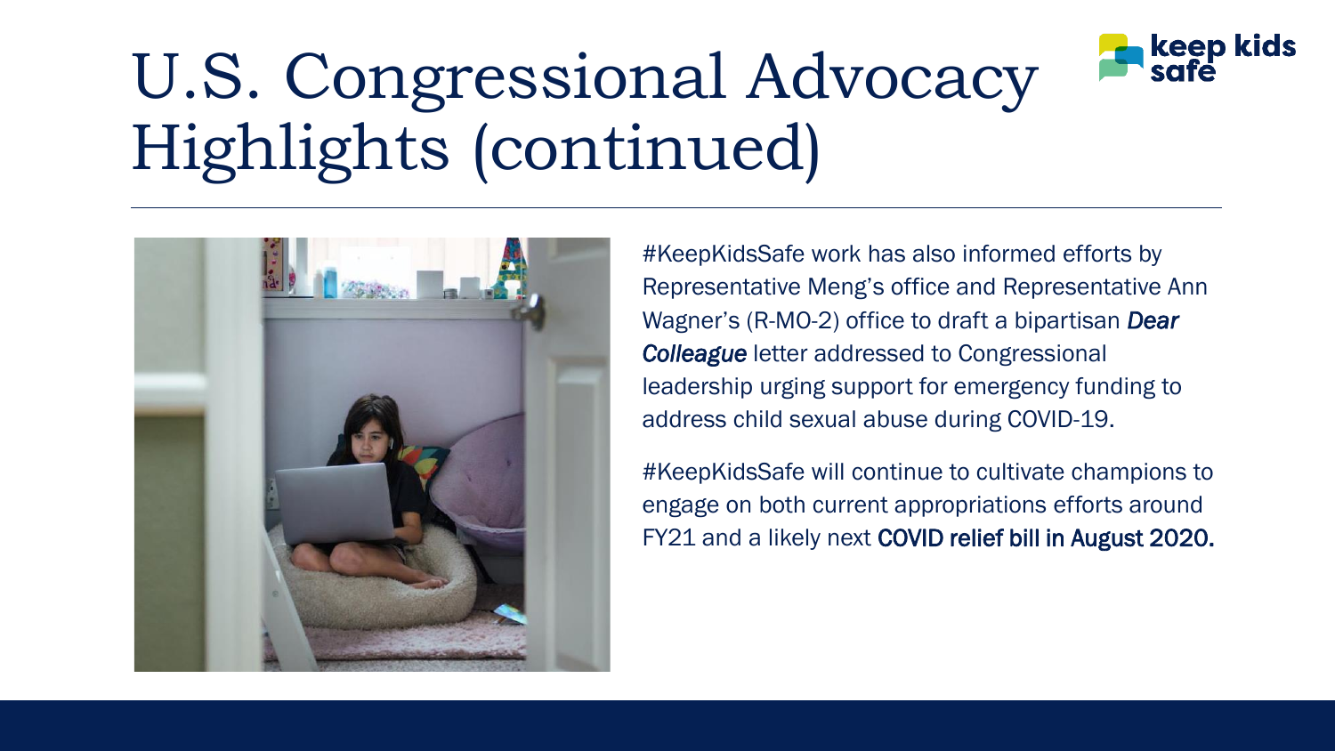# U.S. Congressional Advocacy Highlights (continued)

#KeepKidsSafe work has also informed efforts by Representative Meng's office and Representative Ann Wagner's (R-MO-2) office to draft a bipartisan ***Dear Colleague*** letter addressed to Congressional leadership urging support for emergency funding to address child sexual abuse during COVID-19.

#KeepKidsSafe will continue to cultivate champions to engage on both current appropriations efforts around FY21 and a likely next **COVID relief bill in August 2020.**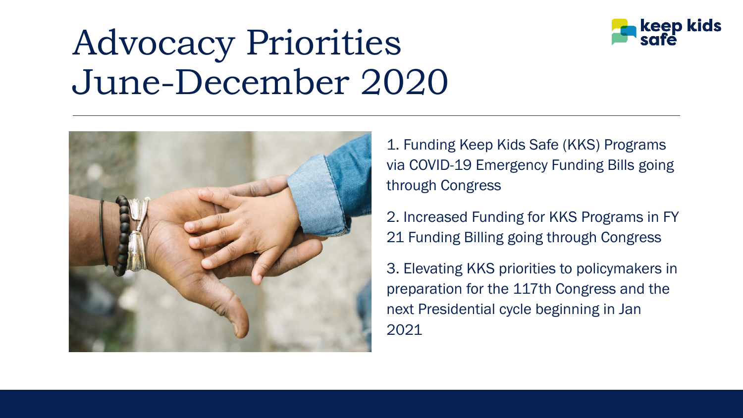# Advocacy Priorities June-December 2020

1. Funding Keep Kids Safe (KKS) Programs via COVID-19 Emergency Funding Bills going through Congress

2. Increased Funding for KKS Programs in FY 21 Funding Billing going through Congress

3. Elevating KKS priorities to policymakers in preparation for the 117th Congress and the next Presidential cycle beginning in Jan 2021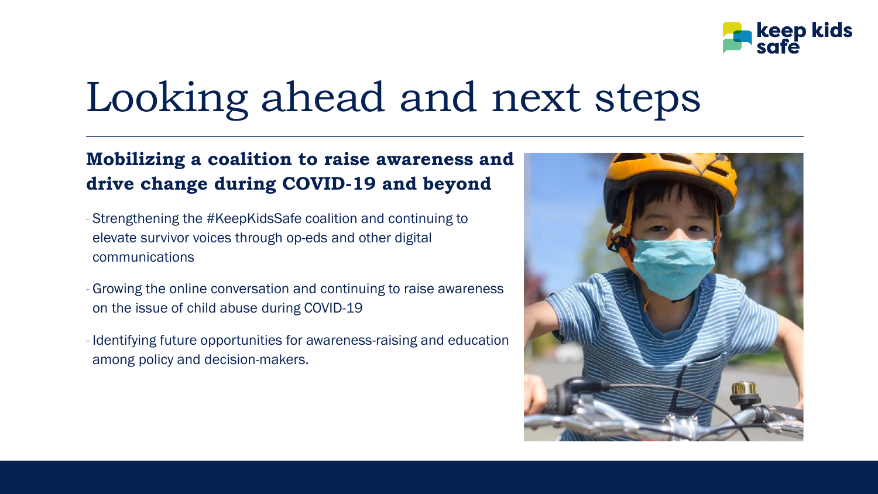# Looking ahead and next steps

### Mobilizing a coalition to raise awareness and drive change during COVID-19 and beyond

- Strengthening the #KeepKidsSafe coalition and continuing to elevate survivor voices through op-eds and other digital communications
- Growing the online conversation and continuing to raise awareness on the issue of child abuse during COVID-19
- Identifying future opportunities for awareness-raising and education among policy and decision-makers.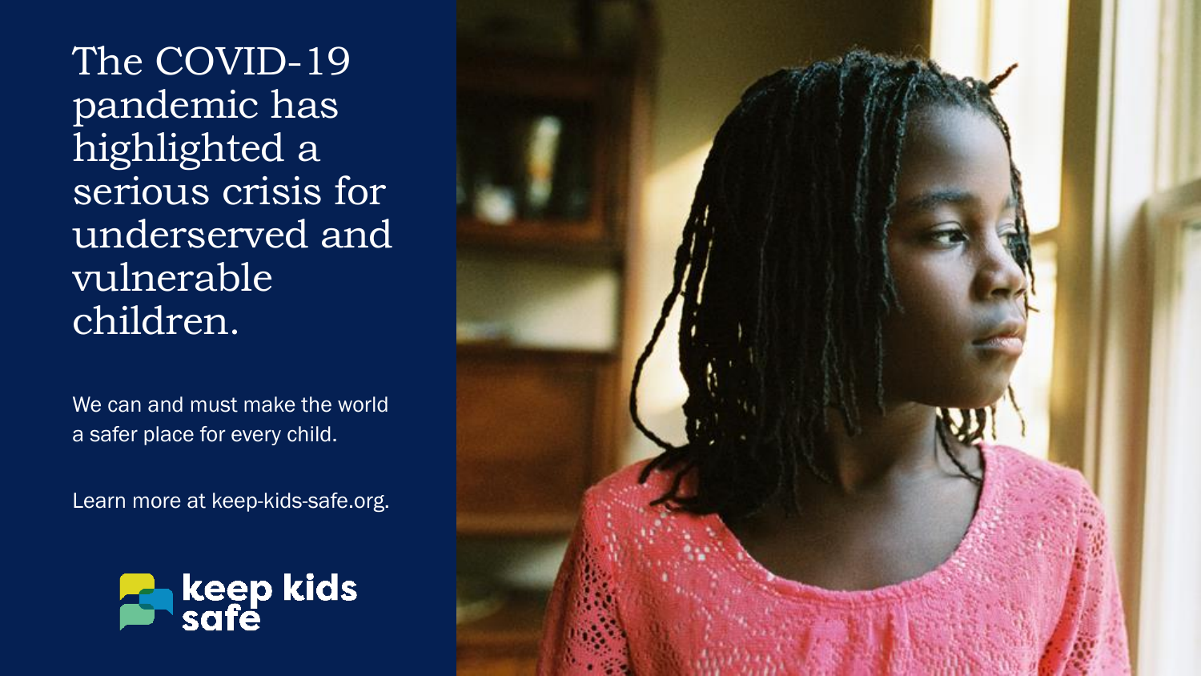The COVID-19 pandemic has highlighted a serious crisis for underserved and vulnerable children.

We can and must make the world a safer place for every child.

Learn more at keep-kids-safe.org.

keep kids safe